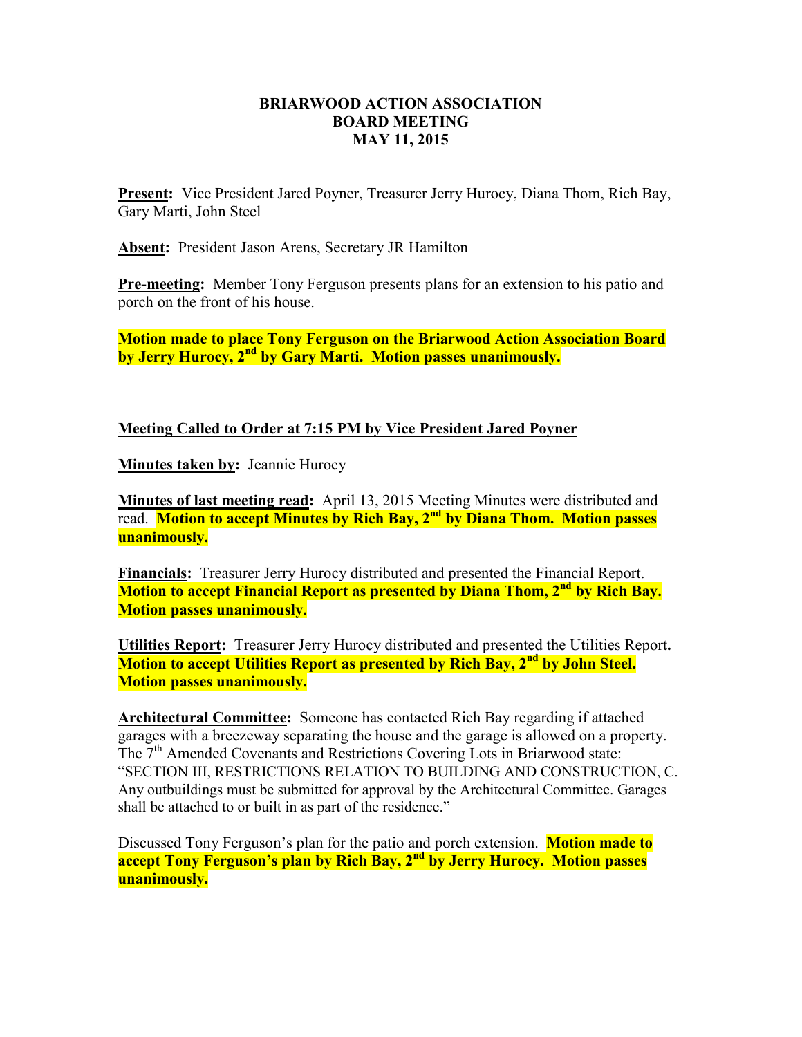**BRIARWOOD ACTION ASSOCIATION**
**BOARD MEETING**
**MAY 11, 2015**

**Present:** Vice President Jared Poyner, Treasurer Jerry Hurocy, Diana Thom, Rich Bay, Gary Marti, John Steel

**Absent:** President Jason Arens, Secretary JR Hamilton

**Pre-meeting:** Member Tony Ferguson presents plans for an extension to his patio and porch on the front of his house.

**Motion made to place Tony Ferguson on the Briarwood Action Association Board by Jerry Hurocy, 2nd by Gary Marti. Motion passes unanimously.**

**Meeting Called to Order at 7:15 PM by Vice President Jared Poyner**

**Minutes taken by:** Jeannie Hurocy

**Minutes of last meeting read:** April 13, 2015 Meeting Minutes were distributed and read. **Motion to accept Minutes by Rich Bay, 2nd by Diana Thom. Motion passes unanimously.**

**Financials:** Treasurer Jerry Hurocy distributed and presented the Financial Report. **Motion to accept Financial Report as presented by Diana Thom, 2nd by Rich Bay. Motion passes unanimously.**

**Utilities Report:** Treasurer Jerry Hurocy distributed and presented the Utilities Report. **Motion to accept Utilities Report as presented by Rich Bay, 2nd by John Steel. Motion passes unanimously.**

**Architectural Committee:** Someone has contacted Rich Bay regarding if attached garages with a breezeway separating the house and the garage is allowed on a property. The 7th Amended Covenants and Restrictions Covering Lots in Briarwood state: "SECTION III, RESTRICTIONS RELATION TO BUILDING AND CONSTRUCTION, C. Any outbuildings must be submitted for approval by the Architectural Committee. Garages shall be attached to or built in as part of the residence."

Discussed Tony Ferguson's plan for the patio and porch extension. **Motion made to accept Tony Ferguson's plan by Rich Bay, 2nd by Jerry Hurocy. Motion passes unanimously.**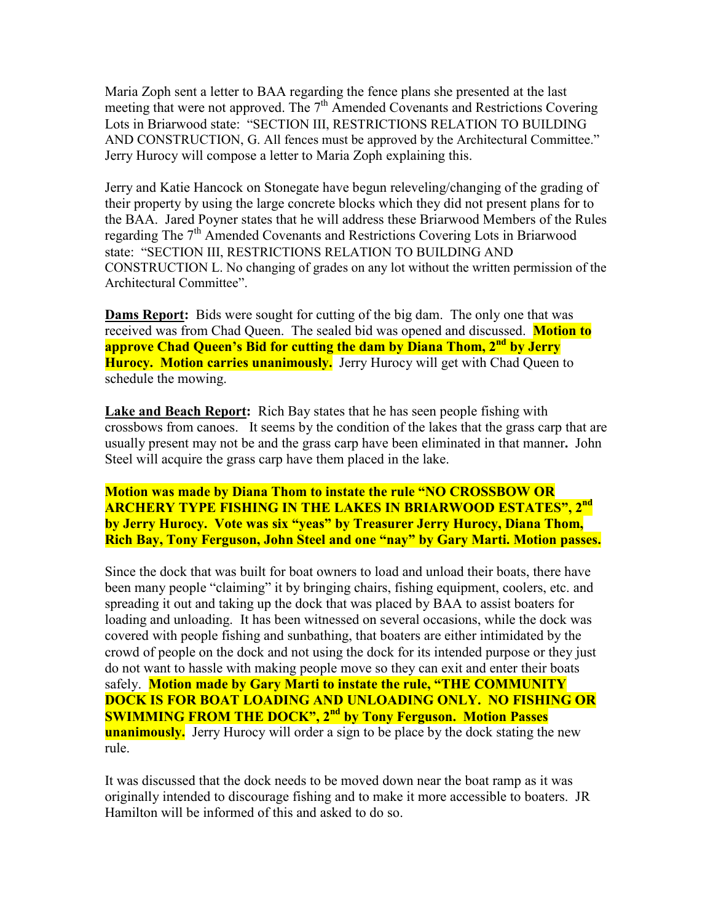Maria Zoph sent a letter to BAA regarding the fence plans she presented at the last meeting that were not approved. The 7th Amended Covenants and Restrictions Covering Lots in Briarwood state: "SECTION III, RESTRICTIONS RELATION TO BUILDING AND CONSTRUCTION, G. All fences must be approved by the Architectural Committee." Jerry Hurocy will compose a letter to Maria Zoph explaining this.

Jerry and Katie Hancock on Stonegate have begun releveling/changing of the grading of their property by using the large concrete blocks which they did not present plans for to the BAA. Jared Poyner states that he will address these Briarwood Members of the Rules regarding The 7th Amended Covenants and Restrictions Covering Lots in Briarwood state: "SECTION III, RESTRICTIONS RELATION TO BUILDING AND CONSTRUCTION L. No changing of grades on any lot without the written permission of the Architectural Committee".

**Dams Report:** Bids were sought for cutting of the big dam. The only one that was received was from Chad Queen. The sealed bid was opened and discussed. **Motion to approve Chad Queen's Bid for cutting the dam by Diana Thom, 2nd by Jerry Hurocy. Motion carries unanimously.** Jerry Hurocy will get with Chad Queen to schedule the mowing.

**Lake and Beach Report:** Rich Bay states that he has seen people fishing with crossbows from canoes. It seems by the condition of the lakes that the grass carp that are usually present may not be and the grass carp have been eliminated in that manner**.** John Steel will acquire the grass carp have them placed in the lake.

**Motion was made by Diana Thom to instate the rule "NO CROSSBOW OR ARCHERY TYPE FISHING IN THE LAKES IN BRIARWOOD ESTATES", 2nd by Jerry Hurocy. Vote was six "yeas" by Treasurer Jerry Hurocy, Diana Thom, Rich Bay, Tony Ferguson, John Steel and one "nay" by Gary Marti. Motion passes.**

Since the dock that was built for boat owners to load and unload their boats, there have been many people "claiming" it by bringing chairs, fishing equipment, coolers, etc. and spreading it out and taking up the dock that was placed by BAA to assist boaters for loading and unloading. It has been witnessed on several occasions, while the dock was covered with people fishing and sunbathing, that boaters are either intimidated by the crowd of people on the dock and not using the dock for its intended purpose or they just do not want to hassle with making people move so they can exit and enter their boats safely. **Motion made by Gary Marti to instate the rule, "THE COMMUNITY DOCK IS FOR BOAT LOADING AND UNLOADING ONLY. NO FISHING OR SWIMMING FROM THE DOCK", 2nd by Tony Ferguson. Motion Passes unanimously.** Jerry Hurocy will order a sign to be place by the dock stating the new rule.

It was discussed that the dock needs to be moved down near the boat ramp as it was originally intended to discourage fishing and to make it more accessible to boaters. JR Hamilton will be informed of this and asked to do so.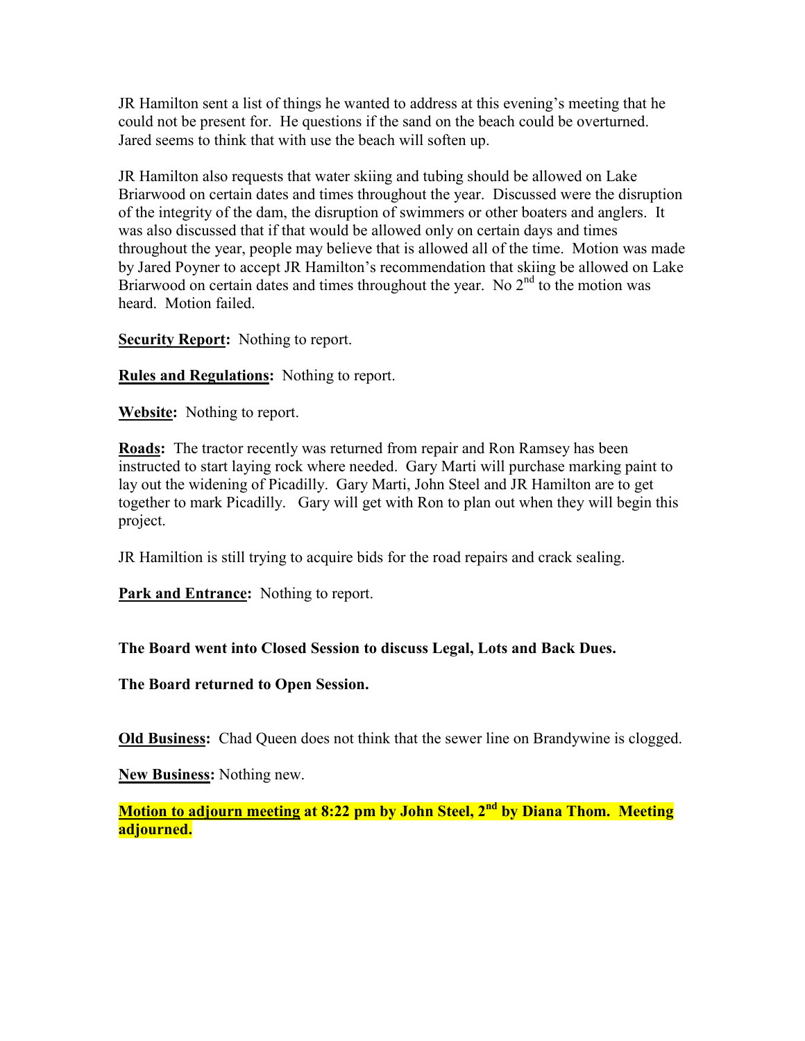JR Hamilton sent a list of things he wanted to address at this evening's meeting that he could not be present for. He questions if the sand on the beach could be overturned. Jared seems to think that with use the beach will soften up.

JR Hamilton also requests that water skiing and tubing should be allowed on Lake Briarwood on certain dates and times throughout the year. Discussed were the disruption of the integrity of the dam, the disruption of swimmers or other boaters and anglers. It was also discussed that if that would be allowed only on certain days and times throughout the year, people may believe that is allowed all of the time. Motion was made by Jared Poyner to accept JR Hamilton's recommendation that skiing be allowed on Lake Briarwood on certain dates and times throughout the year. No 2nd to the motion was heard. Motion failed.

**Security Report:** Nothing to report.

**Rules and Regulations:** Nothing to report.

**Website:** Nothing to report.

**Roads:** The tractor recently was returned from repair and Ron Ramsey has been instructed to start laying rock where needed. Gary Marti will purchase marking paint to lay out the widening of Picadilly. Gary Marti, John Steel and JR Hamilton are to get together to mark Picadilly. Gary will get with Ron to plan out when they will begin this project.

JR Hamiltion is still trying to acquire bids for the road repairs and crack sealing.

**Park and Entrance:** Nothing to report.

**The Board went into Closed Session to discuss Legal, Lots and Back Dues.**

**The Board returned to Open Session.**

**Old Business:** Chad Queen does not think that the sewer line on Brandywine is clogged.

**New Business:** Nothing new.

**Motion to adjourn meeting at 8:22 pm by John Steel, 2nd by Diana Thom. Meeting adjourned.**